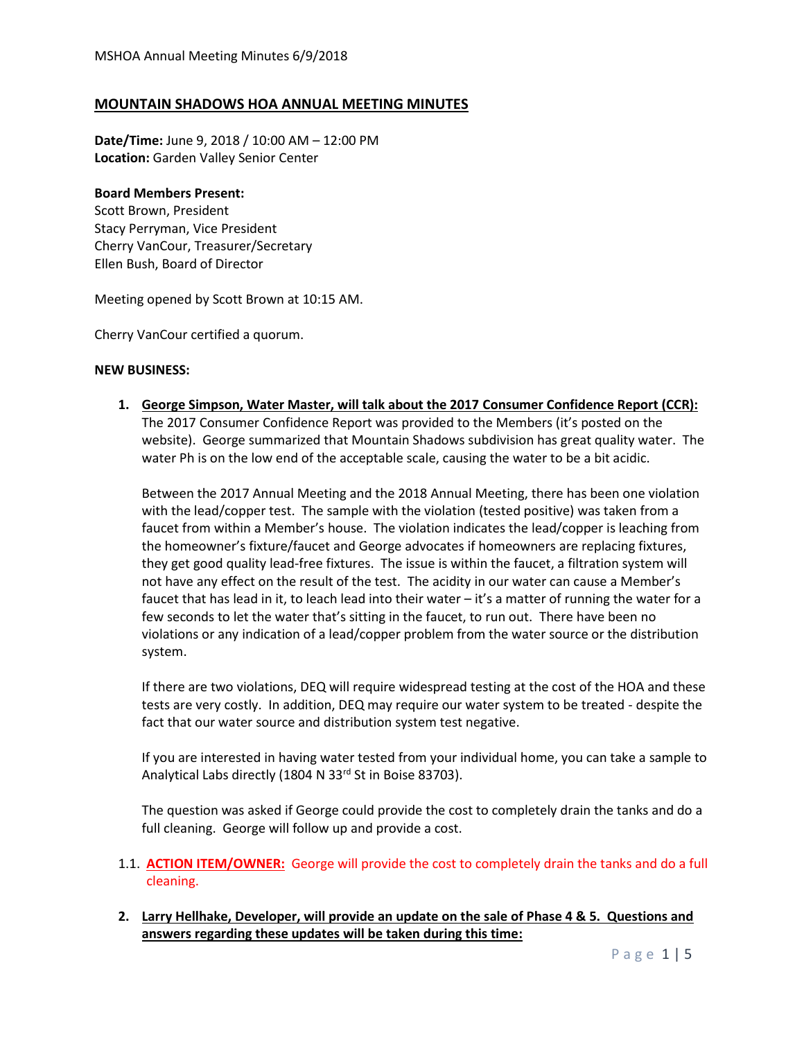# MOUNTAIN SHADOWS HOA ANNUAL MEETING MINUTES

**Date/Time:** June 9, 2018 / 10:00 AM – 12:00 PM
**Location:** Garden Valley Senior Center

**Board Members Present:**
Scott Brown, President
Stacy Perryman, Vice President
Cherry VanCour, Treasurer/Secretary
Ellen Bush, Board of Director

Meeting opened by Scott Brown at 10:15 AM.

Cherry VanCour certified a quorum.

**NEW BUSINESS:**

1. **George Simpson, Water Master, will talk about the 2017 Consumer Confidence Report (CCR):**
   The 2017 Consumer Confidence Report was provided to the Members (it's posted on the website). George summarized that Mountain Shadows subdivision has great quality water. The water Ph is on the low end of the acceptable scale, causing the water to be a bit acidic.

   Between the 2017 Annual Meeting and the 2018 Annual Meeting, there has been one violation with the lead/copper test. The sample with the violation (tested positive) was taken from a faucet from within a Member's house. The violation indicates the lead/copper is leaching from the homeowner's fixture/faucet and George advocates if homeowners are replacing fixtures, they get good quality lead-free fixtures. The issue is within the faucet, a filtration system will not have any effect on the result of the test. The acidity in our water can cause a Member's faucet that has lead in it, to leach lead into their water – it's a matter of running the water for a few seconds to let the water that's sitting in the faucet, to run out. There have been no violations or any indication of a lead/copper problem from the water source or the distribution system.

   If there are two violations, DEQ will require widespread testing at the cost of the HOA and these tests are very costly. In addition, DEQ may require our water system to be treated - despite the fact that our water source and distribution system test negative.

   If you are interested in having water tested from your individual home, you can take a sample to Analytical Labs directly (1804 N 33rd St in Boise 83703).

   The question was asked if George could provide the cost to completely drain the tanks and do a full cleaning. George will follow up and provide a cost.

   1.1. **ACTION ITEM/OWNER:** George will provide the cost to completely drain the tanks and do a full cleaning.

2. **Larry Hellhake, Developer, will provide an update on the sale of Phase 4 & 5. Questions and answers regarding these updates will be taken during this time:**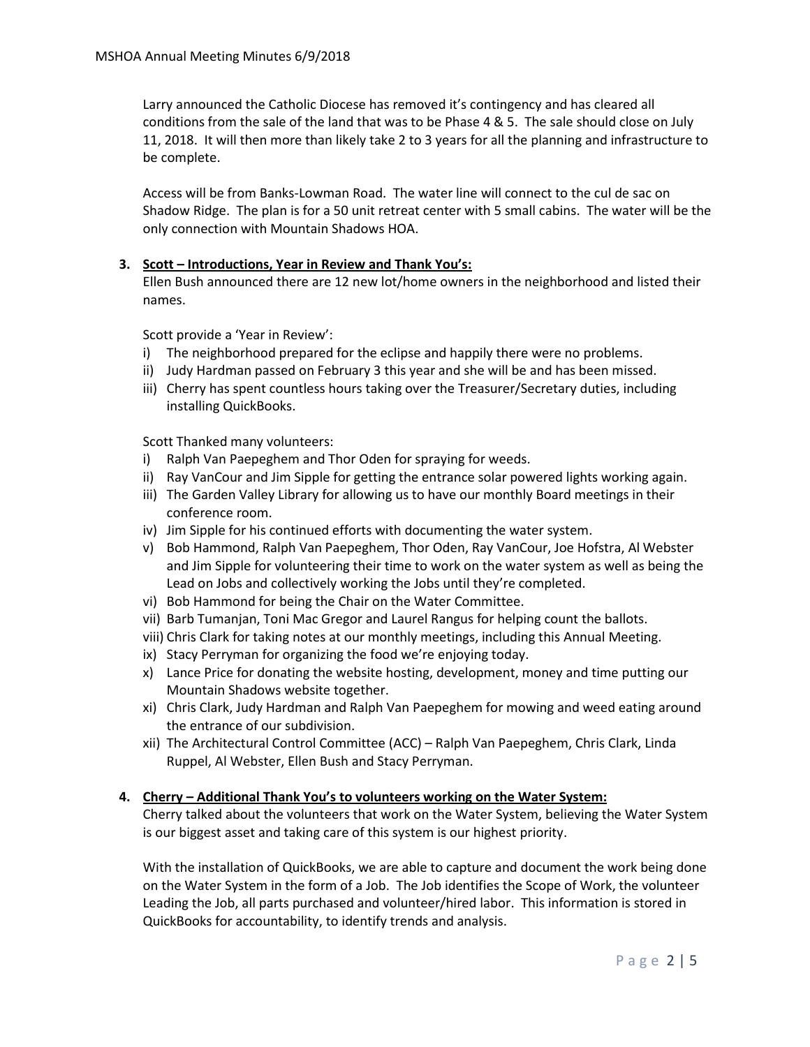Larry announced the Catholic Diocese has removed it's contingency and has cleared all conditions from the sale of the land that was to be Phase 4 & 5. The sale should close on July 11, 2018. It will then more than likely take 2 to 3 years for all the planning and infrastructure to be complete.

Access will be from Banks-Lowman Road. The water line will connect to the cul de sac on Shadow Ridge. The plan is for a 50 unit retreat center with 5 small cabins. The water will be the only connection with Mountain Shadows HOA.

3. **Scott – Introductions, Year in Review and Thank You's:**

Ellen Bush announced there are 12 new lot/home owners in the neighborhood and listed their names.

Scott provide a 'Year in Review':

i) The neighborhood prepared for the eclipse and happily there were no problems.
ii) Judy Hardman passed on February 3 this year and she will be and has been missed.
iii) Cherry has spent countless hours taking over the Treasurer/Secretary duties, including installing QuickBooks.

Scott Thanked many volunteers:

i) Ralph Van Paepeghem and Thor Oden for spraying for weeds.
ii) Ray VanCour and Jim Sipple for getting the entrance solar powered lights working again.
iii) The Garden Valley Library for allowing us to have our monthly Board meetings in their conference room.
iv) Jim Sipple for his continued efforts with documenting the water system.
v) Bob Hammond, Ralph Van Paepeghem, Thor Oden, Ray VanCour, Joe Hofstra, Al Webster and Jim Sipple for volunteering their time to work on the water system as well as being the Lead on Jobs and collectively working the Jobs until they're completed.
vi) Bob Hammond for being the Chair on the Water Committee.
vii) Barb Tumanjan, Toni Mac Gregor and Laurel Rangus for helping count the ballots.
viii) Chris Clark for taking notes at our monthly meetings, including this Annual Meeting.
ix) Stacy Perryman for organizing the food we're enjoying today.
x) Lance Price for donating the website hosting, development, money and time putting our Mountain Shadows website together.
xi) Chris Clark, Judy Hardman and Ralph Van Paepeghem for mowing and weed eating around the entrance of our subdivision.
xii) The Architectural Control Committee (ACC) – Ralph Van Paepeghem, Chris Clark, Linda Ruppel, Al Webster, Ellen Bush and Stacy Perryman.

4. **Cherry – Additional Thank You's to volunteers working on the Water System:**

Cherry talked about the volunteers that work on the Water System, believing the Water System is our biggest asset and taking care of this system is our highest priority.

With the installation of QuickBooks, we are able to capture and document the work being done on the Water System in the form of a Job. The Job identifies the Scope of Work, the volunteer Leading the Job, all parts purchased and volunteer/hired labor. This information is stored in QuickBooks for accountability, to identify trends and analysis.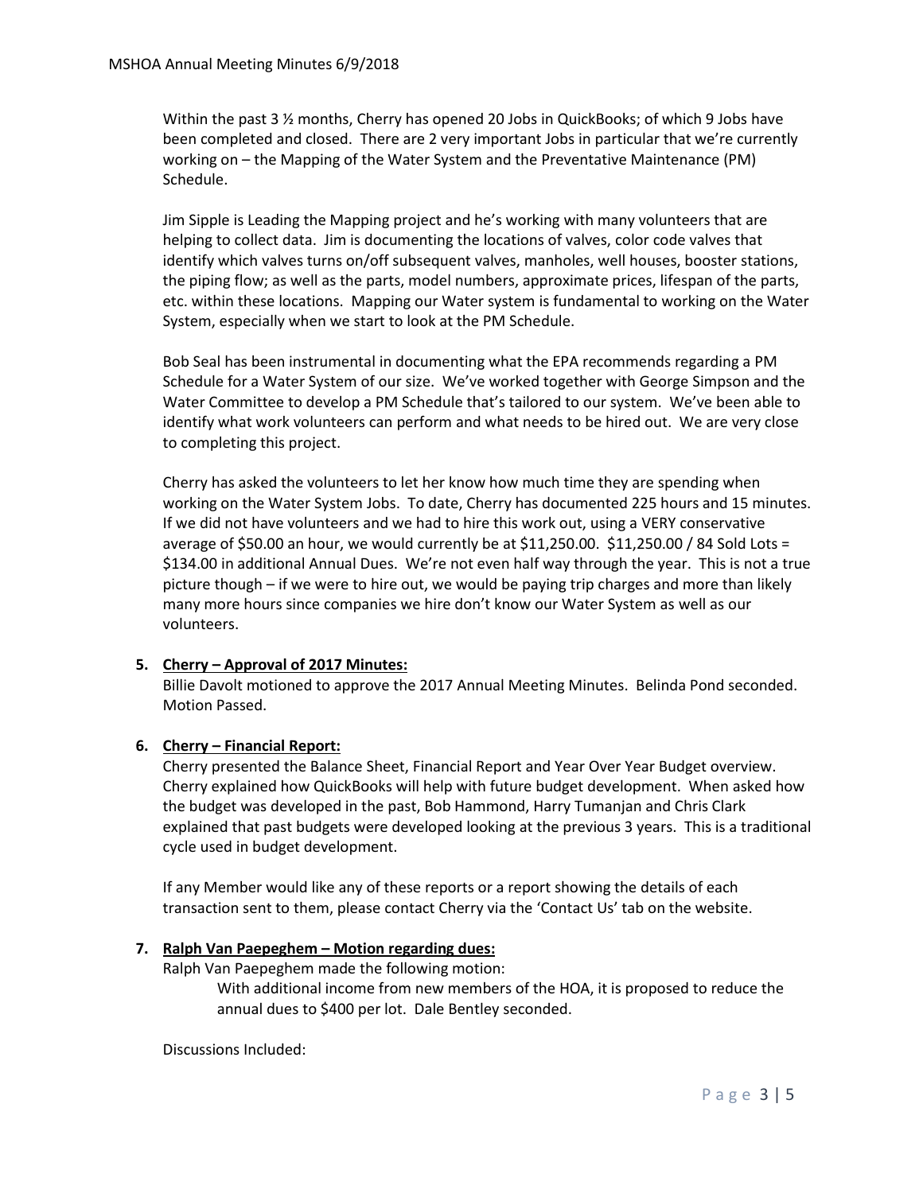Within the past 3 ½ months, Cherry has opened 20 Jobs in QuickBooks; of which 9 Jobs have been completed and closed. There are 2 very important Jobs in particular that we're currently working on – the Mapping of the Water System and the Preventative Maintenance (PM) Schedule.

Jim Sipple is Leading the Mapping project and he's working with many volunteers that are helping to collect data. Jim is documenting the locations of valves, color code valves that identify which valves turns on/off subsequent valves, manholes, well houses, booster stations, the piping flow; as well as the parts, model numbers, approximate prices, lifespan of the parts, etc. within these locations. Mapping our Water system is fundamental to working on the Water System, especially when we start to look at the PM Schedule.

Bob Seal has been instrumental in documenting what the EPA recommends regarding a PM Schedule for a Water System of our size. We've worked together with George Simpson and the Water Committee to develop a PM Schedule that's tailored to our system. We've been able to identify what work volunteers can perform and what needs to be hired out. We are very close to completing this project.

Cherry has asked the volunteers to let her know how much time they are spending when working on the Water System Jobs. To date, Cherry has documented 225 hours and 15 minutes. If we did not have volunteers and we had to hire this work out, using a VERY conservative average of $50.00 an hour, we would currently be at $11,250.00. $11,250.00 / 84 Sold Lots = $134.00 in additional Annual Dues. We're not even half way through the year. This is not a true picture though – if we were to hire out, we would be paying trip charges and more than likely many more hours since companies we hire don't know our Water System as well as our volunteers.

5. **Cherry – Approval of 2017 Minutes:**
   Billie Davolt motioned to approve the 2017 Annual Meeting Minutes. Belinda Pond seconded. Motion Passed.

6. **Cherry – Financial Report:**
   Cherry presented the Balance Sheet, Financial Report and Year Over Year Budget overview. Cherry explained how QuickBooks will help with future budget development. When asked how the budget was developed in the past, Bob Hammond, Harry Tumanjan and Chris Clark explained that past budgets were developed looking at the previous 3 years. This is a traditional cycle used in budget development.

   If any Member would like any of these reports or a report showing the details of each transaction sent to them, please contact Cherry via the 'Contact Us' tab on the website.

7. **Ralph Van Paepeghem – Motion regarding dues:**
   Ralph Van Paepeghem made the following motion:

   > With additional income from new members of the HOA, it is proposed to reduce the annual dues to $400 per lot. Dale Bentley seconded.

   Discussions Included: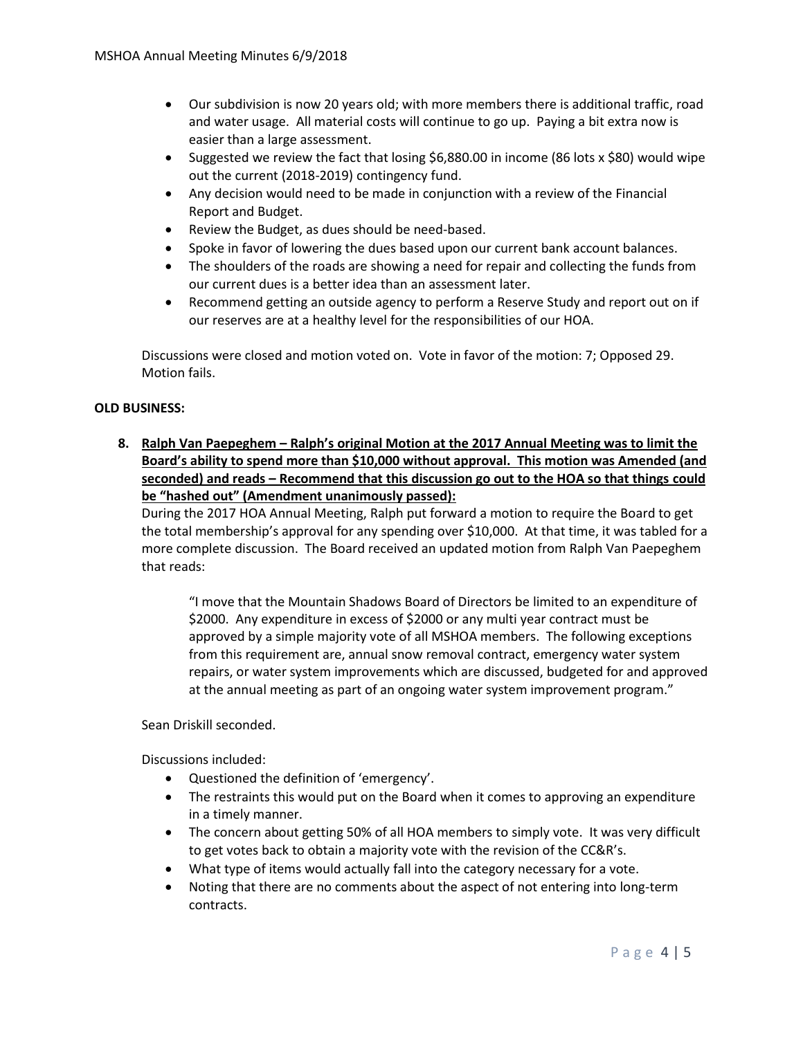- Our subdivision is now 20 years old; with more members there is additional traffic, road and water usage. All material costs will continue to go up. Paying a bit extra now is easier than a large assessment.
- Suggested we review the fact that losing $6,880.00 in income (86 lots x $80) would wipe out the current (2018-2019) contingency fund.
- Any decision would need to be made in conjunction with a review of the Financial Report and Budget.
- Review the Budget, as dues should be need-based.
- Spoke in favor of lowering the dues based upon our current bank account balances.
- The shoulders of the roads are showing a need for repair and collecting the funds from our current dues is a better idea than an assessment later.
- Recommend getting an outside agency to perform a Reserve Study and report out on if our reserves are at a healthy level for the responsibilities of our HOA.

Discussions were closed and motion voted on. Vote in favor of the motion: 7; Opposed 29. Motion fails.

**OLD BUSINESS:**

8. **Ralph Van Paepeghem – Ralph's original Motion at the 2017 Annual Meeting was to limit the Board's ability to spend more than $10,000 without approval. This motion was Amended (and seconded) and reads – Recommend that this discussion go out to the HOA so that things could be "hashed out" (Amendment unanimously passed):**

During the 2017 HOA Annual Meeting, Ralph put forward a motion to require the Board to get the total membership's approval for any spending over $10,000. At that time, it was tabled for a more complete discussion. The Board received an updated motion from Ralph Van Paepeghem that reads:

> "I move that the Mountain Shadows Board of Directors be limited to an expenditure of $2000. Any expenditure in excess of $2000 or any multi year contract must be approved by a simple majority vote of all MSHOA members. The following exceptions from this requirement are, annual snow removal contract, emergency water system repairs, or water system improvements which are discussed, budgeted for and approved at the annual meeting as part of an ongoing water system improvement program."

Sean Driskill seconded.

Discussions included:

- Questioned the definition of 'emergency'.
- The restraints this would put on the Board when it comes to approving an expenditure in a timely manner.
- The concern about getting 50% of all HOA members to simply vote. It was very difficult to get votes back to obtain a majority vote with the revision of the CC&R's.
- What type of items would actually fall into the category necessary for a vote.
- Noting that there are no comments about the aspect of not entering into long-term contracts.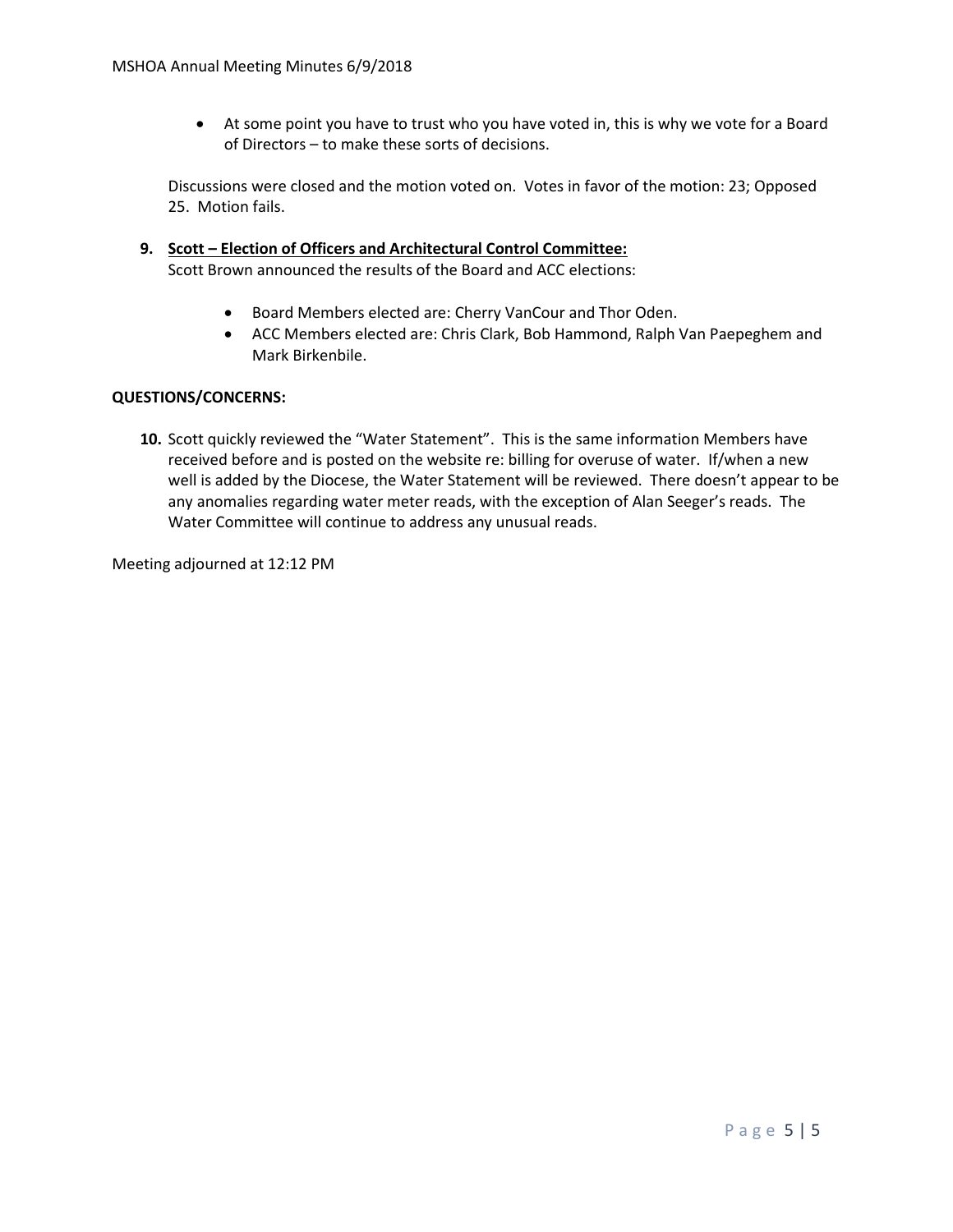- At some point you have to trust who you have voted in, this is why we vote for a Board of Directors – to make these sorts of decisions.

Discussions were closed and the motion voted on. Votes in favor of the motion: 23; Opposed 25. Motion fails.

9. **Scott – Election of Officers and Architectural Control Committee:**
   Scott Brown announced the results of the Board and ACC elections:

   - Board Members elected are: Cherry VanCour and Thor Oden.
   - ACC Members elected are: Chris Clark, Bob Hammond, Ralph Van Paepeghem and Mark Birkenbile.

**QUESTIONS/CONCERNS:**

10. Scott quickly reviewed the "Water Statement". This is the same information Members have received before and is posted on the website re: billing for overuse of water. If/when a new well is added by the Diocese, the Water Statement will be reviewed. There doesn't appear to be any anomalies regarding water meter reads, with the exception of Alan Seeger's reads. The Water Committee will continue to address any unusual reads.

Meeting adjourned at 12:12 PM